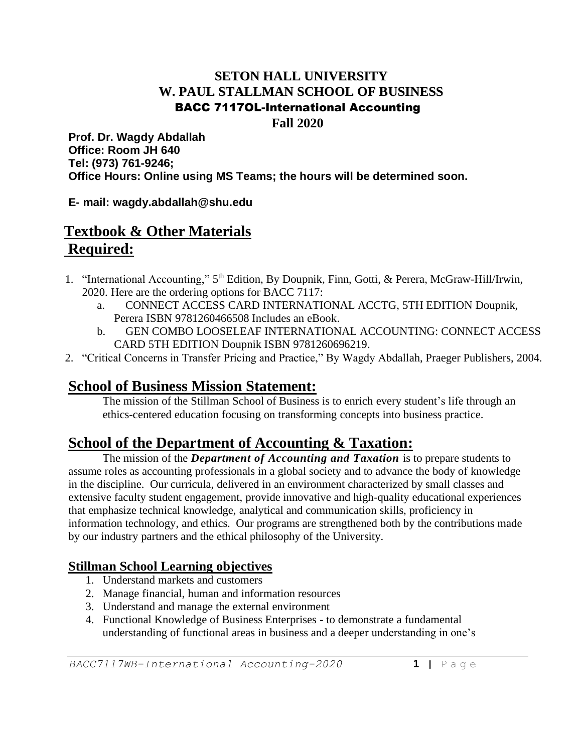# SETON HALL UNIVERSITY
# W. PAUL STALLMAN SCHOOL OF BUSINESS
## BACC 7117OL-International Accounting
**Fall 2020**

**Prof. Dr. Wagdy Abdallah**
**Office: Room JH 640**
**Tel: (973) 761-9246;**
**Office Hours: Online using MS Teams; the hours will be determined soon.**

**E- mail: wagdy.abdallah@shu.edu**

## Textbook & Other Materials Required:

1. "International Accounting," 5th Edition, By Doupnik, Finn, Gotti, & Perera, McGraw-Hill/Irwin, 2020. Here are the ordering options for BACC 7117:
   a. CONNECT ACCESS CARD INTERNATIONAL ACCTG, 5TH EDITION Doupnik, Perera ISBN 9781260466508 Includes an eBook.
   b. GEN COMBO LOOSELEAF INTERNATIONAL ACCOUNTING: CONNECT ACCESS CARD 5TH EDITION Doupnik ISBN 9781260696219.
2. "Critical Concerns in Transfer Pricing and Practice," By Wagdy Abdallah, Praeger Publishers, 2004.

## School of Business Mission Statement:

The mission of the Stillman School of Business is to enrich every student's life through an ethics-centered education focusing on transforming concepts into business practice.

## School of the Department of Accounting & Taxation:

The mission of the ***Department of Accounting and Taxation*** is to prepare students to assume roles as accounting professionals in a global society and to advance the body of knowledge in the discipline. Our curricula, delivered in an environment characterized by small classes and extensive faculty student engagement, provide innovative and high-quality educational experiences that emphasize technical knowledge, analytical and communication skills, proficiency in information technology, and ethics. Our programs are strengthened both by the contributions made by our industry partners and the ethical philosophy of the University.

### Stillman School Learning objectives

1. Understand markets and customers
2. Manage financial, human and information resources
3. Understand and manage the external environment
4. Functional Knowledge of Business Enterprises - to demonstrate a fundamental understanding of functional areas in business and a deeper understanding in one's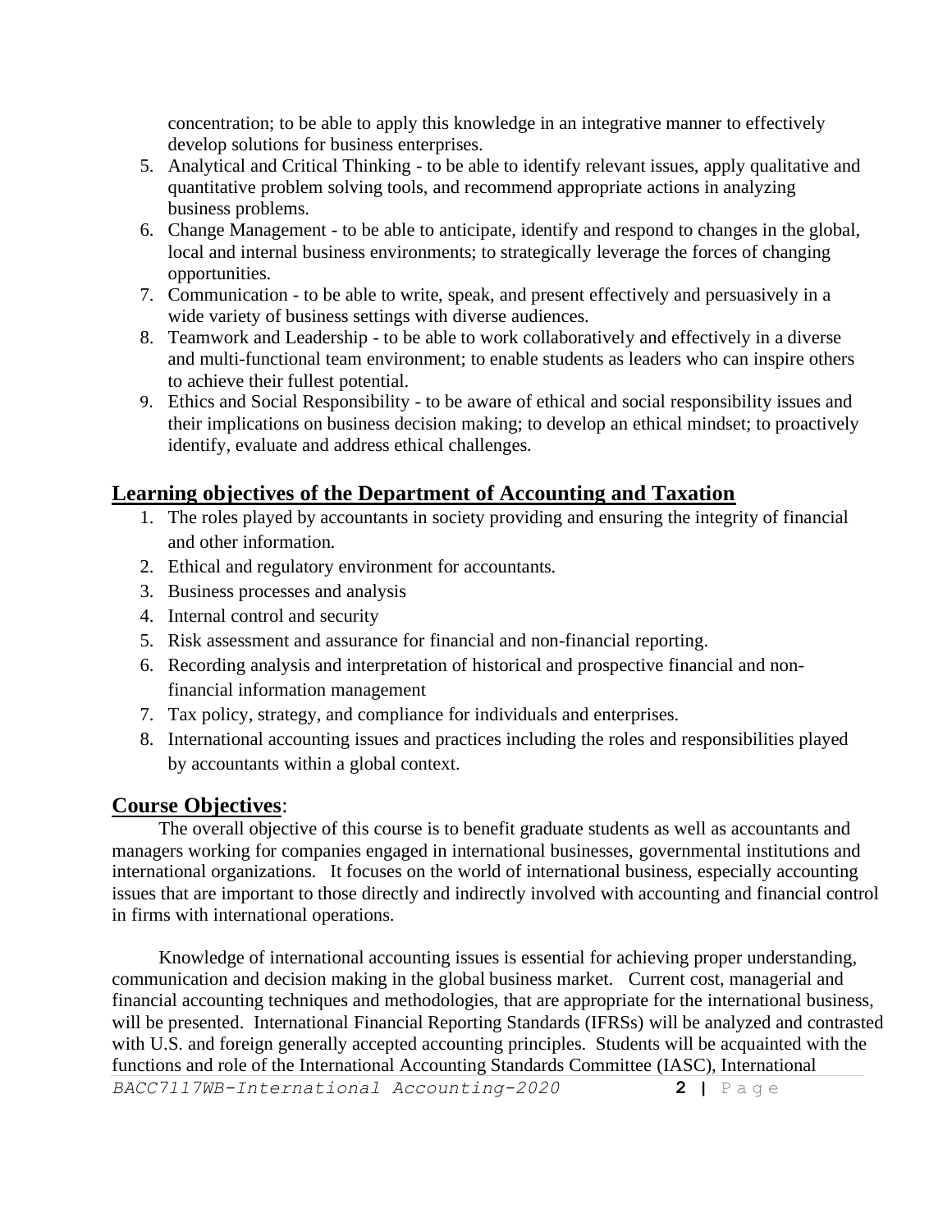concentration; to be able to apply this knowledge in an integrative manner to effectively develop solutions for business enterprises.

5. Analytical and Critical Thinking - to be able to identify relevant issues, apply qualitative and quantitative problem solving tools, and recommend appropriate actions in analyzing business problems.
6. Change Management - to be able to anticipate, identify and respond to changes in the global, local and internal business environments; to strategically leverage the forces of changing opportunities.
7. Communication - to be able to write, speak, and present effectively and persuasively in a wide variety of business settings with diverse audiences.
8. Teamwork and Leadership - to be able to work collaboratively and effectively in a diverse and multi-functional team environment; to enable students as leaders who can inspire others to achieve their fullest potential.
9. Ethics and Social Responsibility - to be aware of ethical and social responsibility issues and their implications on business decision making; to develop an ethical mindset; to proactively identify, evaluate and address ethical challenges.

## Learning objectives of the Department of Accounting and Taxation

1. The roles played by accountants in society providing and ensuring the integrity of financial and other information.
2. Ethical and regulatory environment for accountants.
3. Business processes and analysis
4. Internal control and security
5. Risk assessment and assurance for financial and non-financial reporting.
6. Recording analysis and interpretation of historical and prospective financial and non-financial information management
7. Tax policy, strategy, and compliance for individuals and enterprises.
8. International accounting issues and practices including the roles and responsibilities played by accountants within a global context.

## Course Objectives:

The overall objective of this course is to benefit graduate students as well as accountants and managers working for companies engaged in international businesses, governmental institutions and international organizations. It focuses on the world of international business, especially accounting issues that are important to those directly and indirectly involved with accounting and financial control in firms with international operations.

Knowledge of international accounting issues is essential for achieving proper understanding, communication and decision making in the global business market. Current cost, managerial and financial accounting techniques and methodologies, that are appropriate for the international business, will be presented. International Financial Reporting Standards (IFRSs) will be analyzed and contrasted with U.S. and foreign generally accepted accounting principles. Students will be acquainted with the functions and role of the International Accounting Standards Committee (IASC), International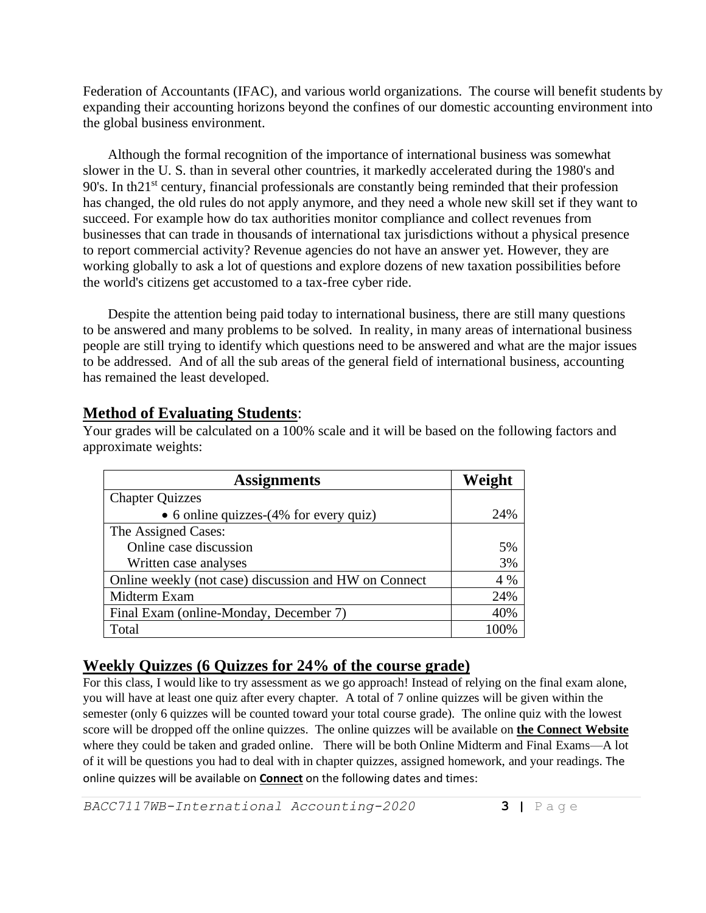Federation of Accountants (IFAC), and various world organizations. The course will benefit students by expanding their accounting horizons beyond the confines of our domestic accounting environment into the global business environment.

Although the formal recognition of the importance of international business was somewhat slower in the U. S. than in several other countries, it markedly accelerated during the 1980's and 90's. In th21st century, financial professionals are constantly being reminded that their profession has changed, the old rules do not apply anymore, and they need a whole new skill set if they want to succeed. For example how do tax authorities monitor compliance and collect revenues from businesses that can trade in thousands of international tax jurisdictions without a physical presence to report commercial activity? Revenue agencies do not have an answer yet. However, they are working globally to ask a lot of questions and explore dozens of new taxation possibilities before the world's citizens get accustomed to a tax-free cyber ride.

Despite the attention being paid today to international business, there are still many questions to be answered and many problems to be solved. In reality, in many areas of international business people are still trying to identify which questions need to be answered and what are the major issues to be addressed. And of all the sub areas of the general field of international business, accounting has remained the least developed.

## **Method of Evaluating Students**:

Your grades will be calculated on a 100% scale and it will be based on the following factors and approximate weights:

| Assignments | Weight |
|---|---|
| Chapter Quizzes | |
| • 6 online quizzes-(4% for every quiz) | 24% |
| The Assigned Cases: | |
| Online case discussion | 5% |
| Written case analyses | 3% |
| Online weekly (not case) discussion and HW on Connect | 4 % |
| Midterm Exam | 24% |
| Final Exam (online-Monday, December 7) | 40% |
| Total | 100% |

## **Weekly Quizzes (6 Quizzes for 24% of the course grade)**

For this class, I would like to try assessment as we go approach! Instead of relying on the final exam alone, you will have at least one quiz after every chapter. A total of 7 online quizzes will be given within the semester (only 6 quizzes will be counted toward your total course grade). The online quiz with the lowest score will be dropped off the online quizzes. The online quizzes will be available on **the Connect Website** where they could be taken and graded online. There will be both Online Midterm and Final Exams—A lot of it will be questions you had to deal with in chapter quizzes, assigned homework, and your readings. The online quizzes will be available on **Connect** on the following dates and times: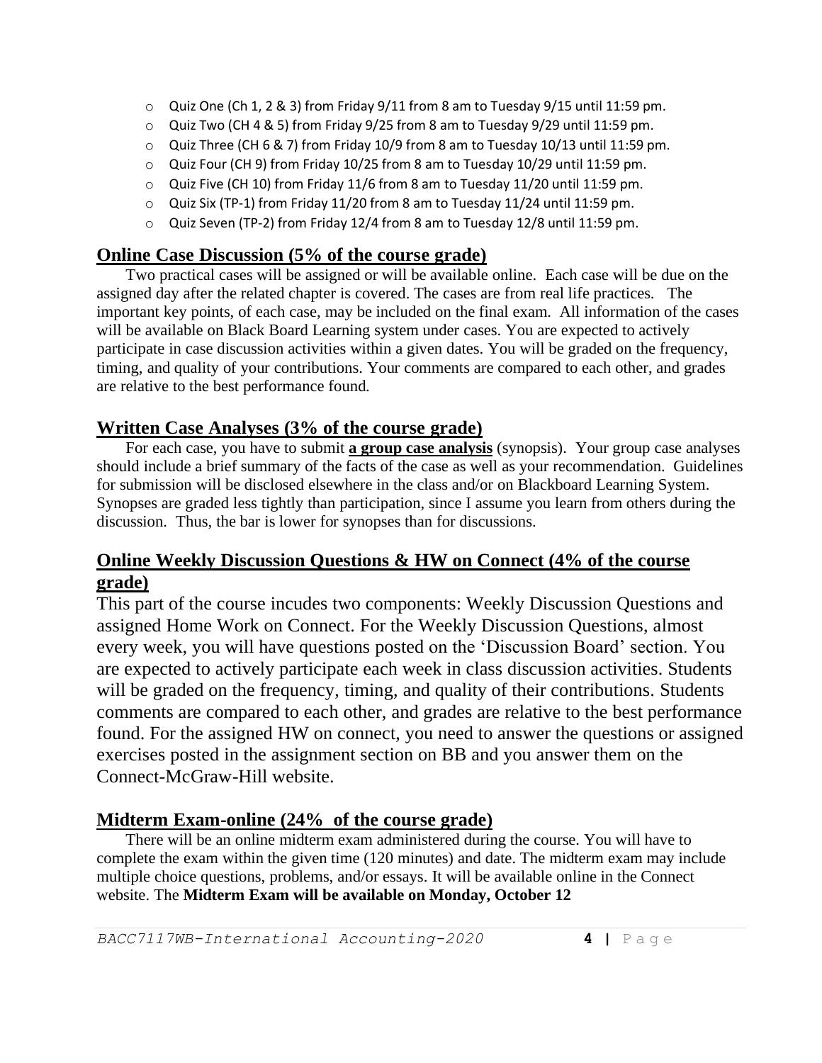- Quiz One (Ch 1, 2 & 3) from Friday 9/11 from 8 am to Tuesday 9/15 until 11:59 pm.
- Quiz Two (CH 4 & 5) from Friday 9/25 from 8 am to Tuesday 9/29 until 11:59 pm.
- Quiz Three (CH 6 & 7) from Friday 10/9 from 8 am to Tuesday 10/13 until 11:59 pm.
- Quiz Four (CH 9) from Friday 10/25 from 8 am to Tuesday 10/29 until 11:59 pm.
- Quiz Five (CH 10) from Friday 11/6 from 8 am to Tuesday 11/20 until 11:59 pm.
- Quiz Six (TP-1) from Friday 11/20 from 8 am to Tuesday 11/24 until 11:59 pm.
- Quiz Seven (TP-2) from Friday 12/4 from 8 am to Tuesday 12/8 until 11:59 pm.

## Online Case Discussion (5% of the course grade)

Two practical cases will be assigned or will be available online. Each case will be due on the assigned day after the related chapter is covered. The cases are from real life practices. The important key points, of each case, may be included on the final exam. All information of the cases will be available on Black Board Learning system under cases. You are expected to actively participate in case discussion activities within a given dates. You will be graded on the frequency, timing, and quality of your contributions. Your comments are compared to each other, and grades are relative to the best performance found.

## Written Case Analyses (3% of the course grade)

For each case, you have to submit **a group case analysis** (synopsis). Your group case analyses should include a brief summary of the facts of the case as well as your recommendation. Guidelines for submission will be disclosed elsewhere in the class and/or on Blackboard Learning System. Synopses are graded less tightly than participation, since I assume you learn from others during the discussion. Thus, the bar is lower for synopses than for discussions.

## Online Weekly Discussion Questions & HW on Connect (4% of the course grade)

This part of the course incudes two components: Weekly Discussion Questions and assigned Home Work on Connect. For the Weekly Discussion Questions, almost every week, you will have questions posted on the 'Discussion Board' section. You are expected to actively participate each week in class discussion activities. Students will be graded on the frequency, timing, and quality of their contributions. Students comments are compared to each other, and grades are relative to the best performance found. For the assigned HW on connect, you need to answer the questions or assigned exercises posted in the assignment section on BB and you answer them on the Connect-McGraw-Hill website.

## Midterm Exam-online (24% of the course grade)

There will be an online midterm exam administered during the course. You will have to complete the exam within the given time (120 minutes) and date. The midterm exam may include multiple choice questions, problems, and/or essays. It will be available online in the Connect website. The **Midterm Exam will be available on Monday, October 12**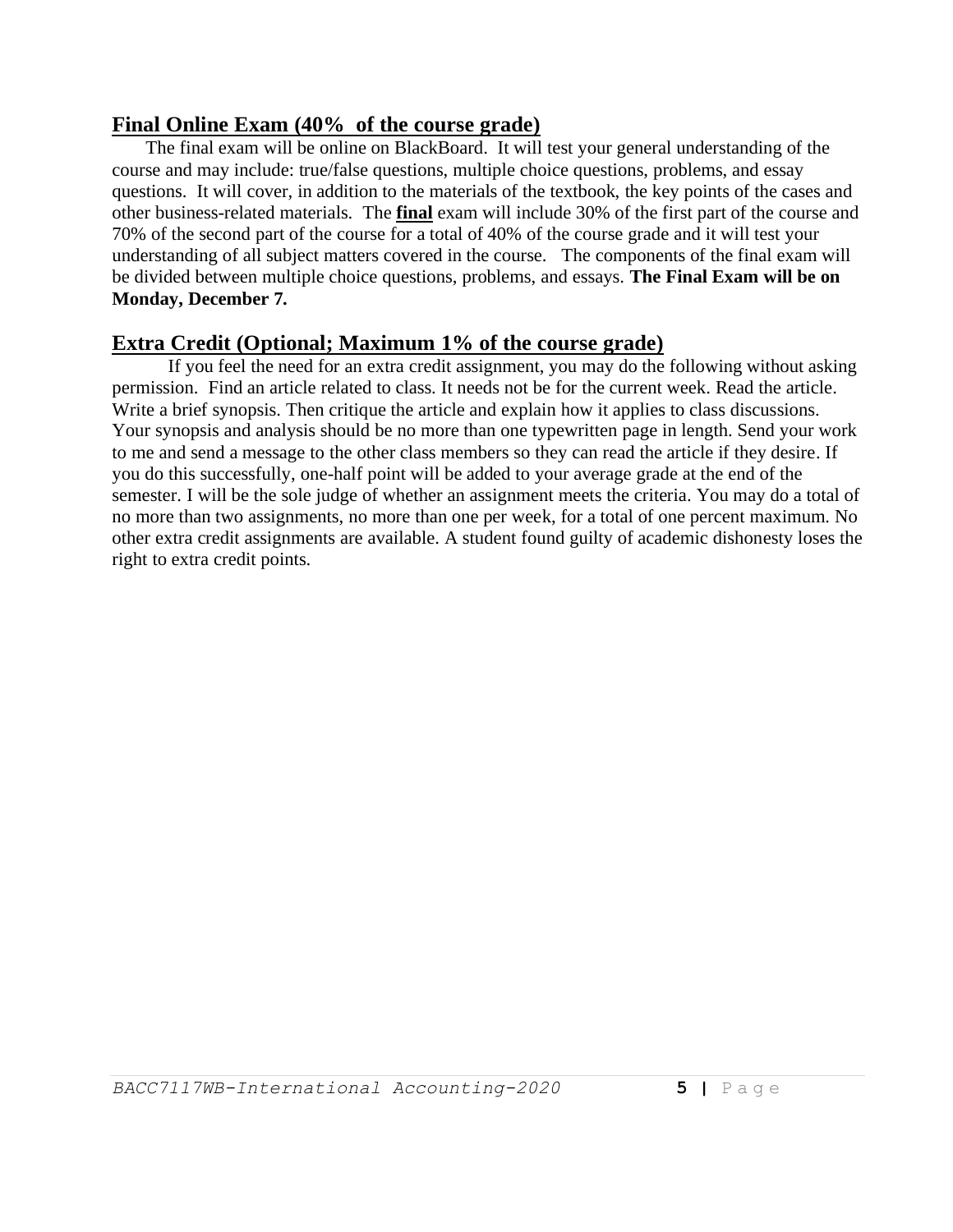## **Final Online Exam (40% of the course grade)**

The final exam will be online on BlackBoard. It will test your general understanding of the course and may include: true/false questions, multiple choice questions, problems, and essay questions. It will cover, in addition to the materials of the textbook, the key points of the cases and other business-related materials. The **final** exam will include 30% of the first part of the course and 70% of the second part of the course for a total of 40% of the course grade and it will test your understanding of all subject matters covered in the course. The components of the final exam will be divided between multiple choice questions, problems, and essays. **The Final Exam will be on Monday, December 7.**

## **Extra Credit (Optional; Maximum 1% of the course grade)**

If you feel the need for an extra credit assignment, you may do the following without asking permission. Find an article related to class. It needs not be for the current week. Read the article. Write a brief synopsis. Then critique the article and explain how it applies to class discussions. Your synopsis and analysis should be no more than one typewritten page in length. Send your work to me and send a message to the other class members so they can read the article if they desire. If you do this successfully, one-half point will be added to your average grade at the end of the semester. I will be the sole judge of whether an assignment meets the criteria. You may do a total of no more than two assignments, no more than one per week, for a total of one percent maximum. No other extra credit assignments are available. A student found guilty of academic dishonesty loses the right to extra credit points.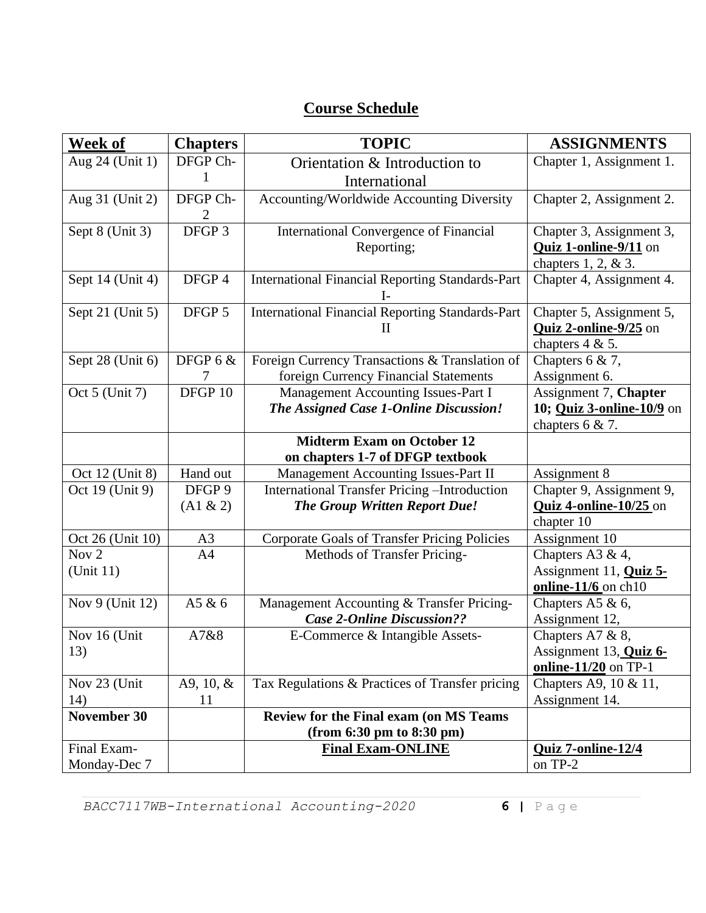## Course Schedule

| Week of | Chapters | TOPIC | ASSIGNMENTS |
|---|---|---|---|
| Aug 24 (Unit 1) | DFGP Ch-1 | Orientation & Introduction to International | Chapter 1, Assignment 1. |
| Aug 31 (Unit 2) | DFGP Ch-2 | Accounting/Worldwide Accounting Diversity | Chapter 2, Assignment 2. |
| Sept 8 (Unit 3) | DFGP 3 | International Convergence of Financial Reporting; | Chapter 3, Assignment 3, **Quiz 1-online-9/11** on chapters 1, 2, & 3. |
| Sept 14 (Unit 4) | DFGP 4 | International Financial Reporting Standards-Part I- | Chapter 4, Assignment 4. |
| Sept 21 (Unit 5) | DFGP 5 | International Financial Reporting Standards-Part II | Chapter 5, Assignment 5, **Quiz 2-online-9/25** on chapters 4 & 5. |
| Sept 28 (Unit 6) | DFGP 6 & 7 | Foreign Currency Transactions & Translation of foreign Currency Financial Statements | Chapters 6 & 7, Assignment 6. |
| Oct 5 (Unit 7) | DFGP 10 | Management Accounting Issues-Part I *The Assigned Case 1-Online Discussion!* | Assignment 7, **Chapter 10; Quiz 3-online-10/9** on chapters 6 & 7. |
| | | **Midterm Exam on October 12 on chapters 1-7 of DFGP textbook** | |
| Oct 12 (Unit 8) | Hand out | Management Accounting Issues-Part II | Assignment 8 |
| Oct 19 (Unit 9) | DFGP 9 (A1 & 2) | International Transfer Pricing –Introduction *The Group Written Report Due!* | Chapter 9, Assignment 9, **Quiz 4-online-10/25** on chapter 10 |
| Oct 26 (Unit 10) | A3 | Corporate Goals of Transfer Pricing Policies | Assignment 10 |
| Nov 2 (Unit 11) | A4 | Methods of Transfer Pricing- | Chapters A3 & 4, Assignment 11, **Quiz 5-online-11/6** on ch10 |
| Nov 9 (Unit 12) | A5 & 6 | Management Accounting & Transfer Pricing-*Case 2-Online Discussion??* | Chapters A5 & 6, Assignment 12, |
| Nov 16 (Unit 13) | A7&8 | E-Commerce & Intangible Assets- | Chapters A7 & 8, Assignment 13, **Quiz 6-online-11/20** on TP-1 |
| Nov 23 (Unit 14) | A9, 10, & 11 | Tax Regulations & Practices of Transfer pricing | Chapters A9, 10 & 11, Assignment 14. |
| **November 30** | | **Review for the Final exam (on MS Teams (from 6:30 pm to 8:30 pm)** | |
| Final Exam-Monday-Dec 7 | | **Final Exam-ONLINE** | **Quiz 7-online-12/4** on TP-2 |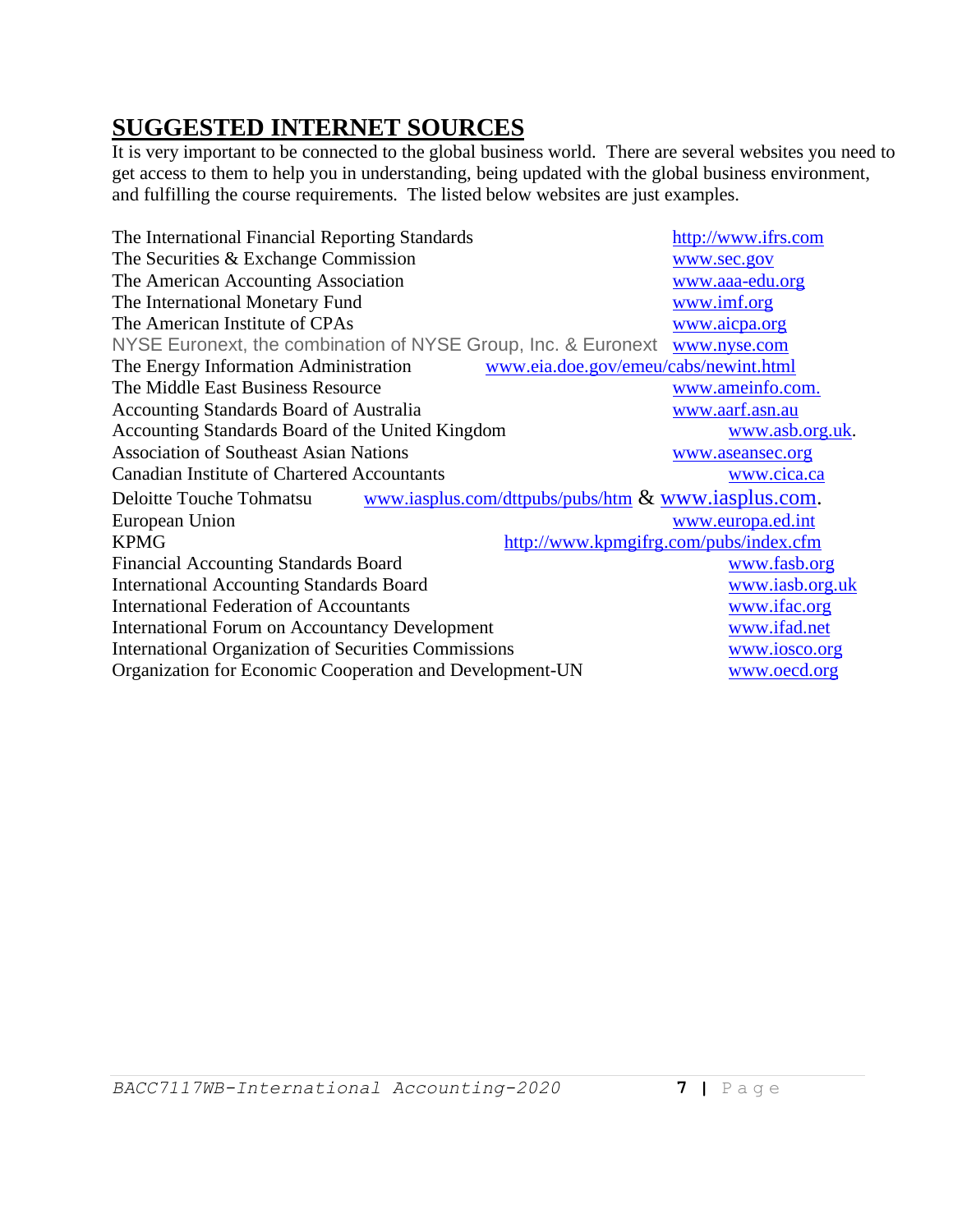## SUGGESTED INTERNET SOURCES

It is very important to be connected to the global business world. There are several websites you need to get access to them to help you in understanding, being updated with the global business environment, and fulfilling the course requirements. The listed below websites are just examples.

| | |
|---|---|
| The International Financial Reporting Standards | http://www.ifrs.com |
| The Securities & Exchange Commission | www.sec.gov |
| The American Accounting Association | www.aaa-edu.org |
| The International Monetary Fund | www.imf.org |
| The American Institute of CPAs | www.aicpa.org |
| NYSE Euronext, the combination of NYSE Group, Inc. & Euronext | www.nyse.com |
| The Energy Information Administration | www.eia.doe.gov/emeu/cabs/newint.html |
| The Middle East Business Resource | www.ameinfo.com. |
| Accounting Standards Board of Australia | www.aarf.asn.au |
| Accounting Standards Board of the United Kingdom | www.asb.org.uk. |
| Association of Southeast Asian Nations | www.aseansec.org |
| Canadian Institute of Chartered Accountants | www.cica.ca |
| Deloitte Touche Tohmatsu | www.iasplus.com/dttpubs/pubs/htm & www.iasplus.com. |
| European Union | www.europa.ed.int |
| KPMG | http://www.kpmgifrg.com/pubs/index.cfm |
| Financial Accounting Standards Board | www.fasb.org |
| International Accounting Standards Board | www.iasb.org.uk |
| International Federation of Accountants | www.ifac.org |
| International Forum on Accountancy Development | www.ifad.net |
| International Organization of Securities Commissions | www.iosco.org |
| Organization for Economic Cooperation and Development-UN | www.oecd.org |